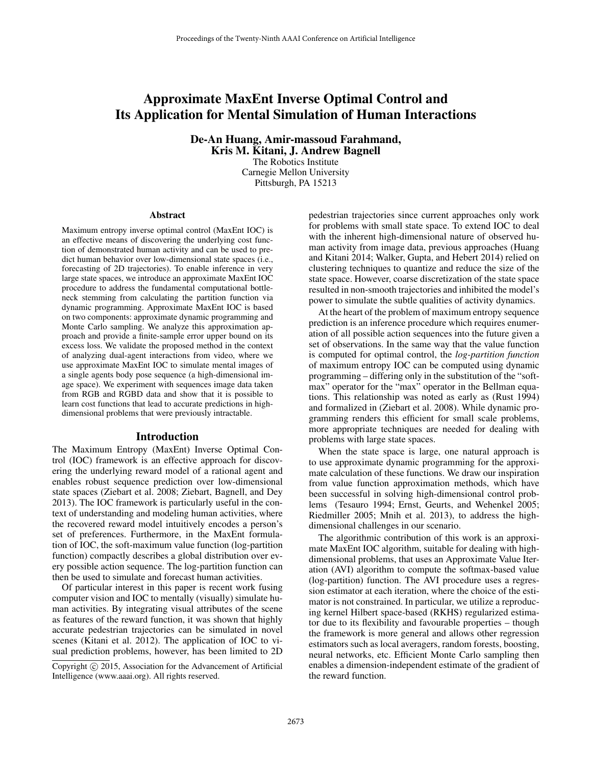# Approximate MaxEnt Inverse Optimal Control and Its Application for Mental Simulation of Human Interactions

**De-An Huang, Amir-massoud Farahmand, Kris M. Kitani, J. Andrew Bagnell**

The Robotics Institute
Carnegie Mellon University
Pittsburgh, PA 15213

## Abstract

Maximum entropy inverse optimal control (MaxEnt IOC) is an effective means of discovering the underlying cost function of demonstrated human activity and can be used to predict human behavior over low-dimensional state spaces (i.e., forecasting of 2D trajectories). To enable inference in very large state spaces, we introduce an approximate MaxEnt IOC procedure to address the fundamental computational bottleneck stemming from calculating the partition function via dynamic programming. Approximate MaxEnt IOC is based on two components: approximate dynamic programming and Monte Carlo sampling. We analyze this approximation approach and provide a finite-sample error upper bound on its excess loss. We validate the proposed method in the context of analyzing dual-agent interactions from video, where we use approximate MaxEnt IOC to simulate mental images of a single agents body pose sequence (a high-dimensional image space). We experiment with sequences image data taken from RGB and RGBD data and show that it is possible to learn cost functions that lead to accurate predictions in high-dimensional problems that were previously intractable.

## Introduction

The Maximum Entropy (MaxEnt) Inverse Optimal Control (IOC) framework is an effective approach for discovering the underlying reward model of a rational agent and enables robust sequence prediction over low-dimensional state spaces (Ziebart et al. 2008; Ziebart, Bagnell, and Dey 2013). The IOC framework is particularly useful in the context of understanding and modeling human activities, where the recovered reward model intuitively encodes a person's set of preferences. Furthermore, in the MaxEnt formulation of IOC, the soft-maximum value function (log-partition function) compactly describes a global distribution over every possible action sequence. The log-partition function can then be used to simulate and forecast human activities.

Of particular interest in this paper is recent work fusing computer vision and IOC to mentally (visually) simulate human activities. By integrating visual attributes of the scene as features of the reward function, it was shown that highly accurate pedestrian trajectories can be simulated in novel scenes (Kitani et al. 2012). The application of IOC to visual prediction problems, however, has been limited to 2D pedestrian trajectories since current approaches only work for problems with small state space. To extend IOC to deal with the inherent high-dimensional nature of observed human activity from image data, previous approaches (Huang and Kitani 2014; Walker, Gupta, and Hebert 2014) relied on clustering techniques to quantize and reduce the size of the state space. However, coarse discretization of the state space resulted in non-smooth trajectories and inhibited the model's power to simulate the subtle qualities of activity dynamics.

At the heart of the problem of maximum entropy sequence prediction is an inference procedure which requires enumeration of all possible action sequences into the future given a set of observations. In the same way that the value function is computed for optimal control, the *log-partition function* of maximum entropy IOC can be computed using dynamic programming – differing only in the substitution of the "softmax" operator for the "max" operator in the Bellman equations. This relationship was noted as early as (Rust 1994) and formalized in (Ziebart et al. 2008). While dynamic programming renders this efficient for small scale problems, more appropriate techniques are needed for dealing with problems with large state spaces.

When the state space is large, one natural approach is to use approximate dynamic programming for the approximate calculation of these functions. We draw our inspiration from value function approximation methods, which have been successful in solving high-dimensional control problems (Tesauro 1994; Ernst, Geurts, and Wehenkel 2005; Riedmiller 2005; Mnih et al. 2013), to address the high-dimensional challenges in our scenario.

The algorithmic contribution of this work is an approximate MaxEnt IOC algorithm, suitable for dealing with high-dimensional problems, that uses an Approximate Value Iteration (AVI) algorithm to compute the softmax-based value (log-partition) function. The AVI procedure uses a regression estimator at each iteration, where the choice of the estimator is not constrained. In particular, we utilize a reproducing kernel Hilbert space-based (RKHS) regularized estimator due to its flexibility and favourable properties – though the framework is more general and allows other regression estimators such as local averagers, random forests, boosting, neural networks, etc. Efficient Monte Carlo sampling then enables a dimension-independent estimate of the gradient of the reward function.

Copyright © 2015, Association for the Advancement of Artificial Intelligence (www.aaai.org). All rights reserved.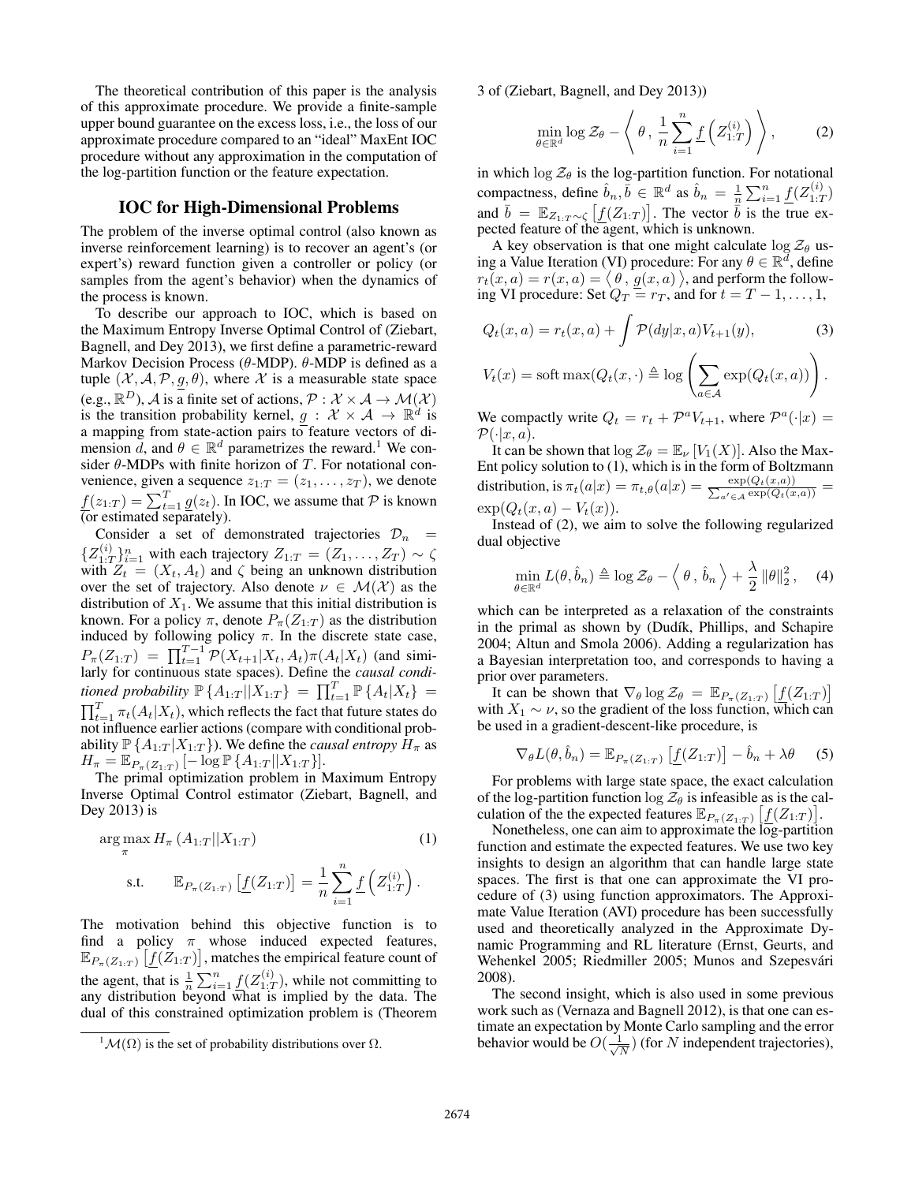The theoretical contribution of this paper is the analysis of this approximate procedure. We provide a finite-sample upper bound guarantee on the excess loss, i.e., the loss of our approximate procedure compared to an "ideal" MaxEnt IOC procedure without any approximation in the computation of the log-partition function or the feature expectation.

## IOC for High-Dimensional Problems

The problem of the inverse optimal control (also known as inverse reinforcement learning) is to recover an agent's (or expert's) reward function given a controller or policy (or samples from the agent's behavior) when the dynamics of the process is known.

To describe our approach to IOC, which is based on the Maximum Entropy Inverse Optimal Control of (Ziebart, Bagnell, and Dey 2013), we first define a parametric-reward Markov Decision Process ($\theta$-MDP). $\theta$-MDP is defined as a tuple $(\mathcal{X}, \mathcal{A}, \mathcal{P}, \underline{g}, \theta)$, where $\mathcal{X}$ is a measurable state space (e.g., $\mathbb{R}^D$), $\mathcal{A}$ is a finite set of actions, $\mathcal{P} : \mathcal{X} \times \mathcal{A} \to \mathcal{M}(\mathcal{X})$ is the transition probability kernel, $\underline{g} : \mathcal{X} \times \mathcal{A} \to \mathbb{R}^d$ is a mapping from state-action pairs to feature vectors of dimension $d$, and $\theta \in \mathbb{R}^d$ parametrizes the reward.[1] We consider $\theta$-MDPs with finite horizon of $T$. For notational convenience, given a sequence $z_{1:T} = (z_1, \ldots, z_T)$, we denote $\underline{f}(z_{1:T}) = \sum_{t=1}^{T} \underline{g}(z_t)$. In IOC, we assume that $\mathcal{P}$ is known (or estimated separately).

Consider a set of demonstrated trajectories $\mathcal{D}_n = \{Z_{1:T}^{(i)}\}_{i=1}^n$ with each trajectory $Z_{1:T} = (Z_1, \ldots, Z_T) \sim \zeta$ with $Z_t = (X_t, A_t)$ and $\zeta$ being an unknown distribution over the set of trajectory. Also denote $\nu \in \mathcal{M}(\mathcal{X})$ as the distribution of $X_1$. We assume that this initial distribution is known. For a policy $\pi$, denote $P_\pi(Z_{1:T})$ as the distribution induced by following policy $\pi$. In the discrete state case, $P_\pi(Z_{1:T}) = \prod_{t=1}^{T-1} \mathcal{P}(X_{t+1}|X_t, A_t)\pi(A_t|X_t)$ (and similarly for continuous state spaces). Define the *causal conditioned probability* $\mathbb{P}\{A_{1:T}||X_{1:T}\} = \prod_{t=1}^{T} \mathbb{P}\{A_t|X_t\} = \prod_{t=1}^{T} \pi_t(A_t|X_t)$, which reflects the fact that future states do not influence earlier actions (compare with conditional probability $\mathbb{P}\{A_{1:T}|X_{1:T}\}$). We define the *causal entropy* $H_\pi$ as $H_\pi = \mathbb{E}_{P_\pi(Z_{1:T})}[-\log \mathbb{P}\{A_{1:T}||X_{1:T}\}]$.

The primal optimization problem in Maximum Entropy Inverse Optimal Control estimator (Ziebart, Bagnell, and Dey 2013) is

$$\arg\max_{\pi} H_\pi(A_{1:T}||X_{1:T}) \tag{1}$$

$$\text{s.t.} \qquad \mathbb{E}_{P_\pi(Z_{1:T})}\left[\underline{f}(Z_{1:T})\right] = \frac{1}{n}\sum_{i=1}^{n} \underline{f}\left(Z_{1:T}^{(i)}\right).$$

The motivation behind this objective function is to find a policy $\pi$ whose induced expected features, $\mathbb{E}_{P_\pi(Z_{1:T})}\left[\underline{f}(Z_{1:T})\right]$, matches the empirical feature count of the agent, that is $\frac{1}{n}\sum_{i=1}^{n} \underline{f}(Z_{1:T}^{(i)})$, while not committing to any distribution beyond what is implied by the data. The dual of this constrained optimization problem is (Theorem 3 of (Ziebart, Bagnell, and Dey 2013))

$$\min_{\theta \in \mathbb{R}^d} \log \mathcal{Z}_\theta - \left\langle \theta \,,\, \frac{1}{n}\sum_{i=1}^{n} \underline{f}\left(Z_{1:T}^{(i)}\right) \right\rangle, \tag{2}$$

in which $\log \mathcal{Z}_\theta$ is the log-partition function. For notational compactness, define $\hat{b}_n, \bar{b} \in \mathbb{R}^d$ as $\hat{b}_n = \frac{1}{n}\sum_{i=1}^{n} \underline{f}(Z_{1:T}^{(i)})$ and $\bar{b} = \mathbb{E}_{Z_{1:T} \sim \zeta}\left[\underline{f}(Z_{1:T})\right]$. The vector $\bar{b}$ is the true expected feature of the agent, which is unknown.

A key observation is that one might calculate $\log \mathcal{Z}_\theta$ using a Value Iteration (VI) procedure: For any $\theta \in \mathbb{R}^d$, define $r_t(x, a) = r(x, a) = \langle \theta \,,\, \underline{g}(x, a) \rangle$, and perform the following VI procedure: Set $Q_T = r_T$, and for $t = T-1, \ldots, 1$,

$$Q_t(x, a) = r_t(x, a) + \int \mathcal{P}(dy|x, a) V_{t+1}(y), \tag{3}$$

$$V_t(x) = \text{soft}\max(Q_t(x, \cdot)) \triangleq \log\left(\sum_{a \in \mathcal{A}} \exp(Q_t(x, a))\right).$$

We compactly write $Q_t = r_t + \mathcal{P}^a V_{t+1}$, where $\mathcal{P}^a(\cdot|x) = \mathcal{P}(\cdot|x, a)$.

It can be shown that $\log \mathcal{Z}_\theta = \mathbb{E}_\nu[V_1(X)]$. Also the MaxEnt policy solution to (1), which is in the form of Boltzmann distribution, is $\pi_t(a|x) = \pi_{t,\theta}(a|x) = \frac{\exp(Q_t(x,a))}{\sum_{a' \in \mathcal{A}} \exp(Q_t(x,a))} = \exp(Q_t(x, a) - V_t(x))$.

Instead of (2), we aim to solve the following regularized dual objective

$$\min_{\theta \in \mathbb{R}^d} L(\theta, \hat{b}_n) \triangleq \log \mathcal{Z}_\theta - \left\langle \theta \,,\, \hat{b}_n \right\rangle + \frac{\lambda}{2}\|\theta\|_2^2, \tag{4}$$

which can be interpreted as a relaxation of the constraints in the primal as shown by (Dudík, Phillips, and Schapire 2004; Altun and Smola 2006). Adding a regularization has a Bayesian interpretation too, and corresponds to having a prior over parameters.

It can be shown that $\nabla_\theta \log \mathcal{Z}_\theta = \mathbb{E}_{P_\pi(Z_{1:T})}\left[\underline{f}(Z_{1:T})\right]$ with $X_1 \sim \nu$, so the gradient of the loss function, which can be used in a gradient-descent-like procedure, is

$$\nabla_\theta L(\theta, \hat{b}_n) = \mathbb{E}_{P_\pi(Z_{1:T})}\left[\underline{f}(Z_{1:T})\right] - \hat{b}_n + \lambda\theta \tag{5}$$

For problems with large state space, the exact calculation of the log-partition function $\log \mathcal{Z}_\theta$ is infeasible as is the calculation of the the expected features $\mathbb{E}_{P_\pi(Z_{1:T})}\left[\underline{f}(Z_{1:T})\right]$.

Nonetheless, one can aim to approximate the log-partition function and estimate the expected features. We use two key insights to design an algorithm that can handle large state spaces. The first is that one can approximate the VI procedure of (3) using function approximators. The Approximate Value Iteration (AVI) procedure has been successfully used and theoretically analyzed in the Approximate Dynamic Programming and RL literature (Ernst, Geurts, and Wehenkel 2005; Riedmiller 2005; Munos and Szepesvári 2008).

The second insight, which is also used in some previous work such as (Vernaza and Bagnell 2012), is that one can estimate an expectation by Monte Carlo sampling and the error behavior would be $O(\frac{1}{\sqrt{N}})$ (for $N$ independent trajectories),

[1] $\mathcal{M}(\Omega)$ is the set of probability distributions over $\Omega$.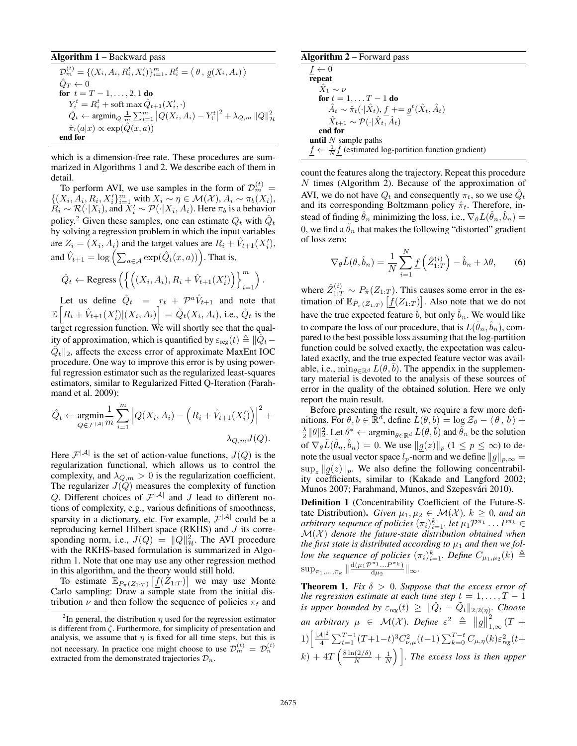**Algorithm 1** – Backward pass

```
D_m^(t) = {(X_i, A_i, R_i^t, X'_i)}_{i=1}^m, R_i^t = ⟨ θ , g(X_i, A_i) ⟩
Q̂_T ← 0
for t = T − 1, . . . , 2, 1 do
    Y_i^t = R_i^t + soft max Q̂_{t+1}(X'_i, ·)
    Q̂_t ← argmin_Q (1/m) Σ_{i=1}^m |Q(X_i, A_i) − Y_i^t|^2 + λ_{Q,m} ||Q||_H^2
    π̂_t(a|x) ∝ exp(Q̂(x, a))
end for
```

which is a dimension-free rate. These procedures are summarized in Algorithms 1 and 2. We describe each of them in detail.

To perform AVI, we use samples in the form of $\mathcal{D}_m^{(t)} = \{(X_i, A_i, R_i, X_i')\}_{i=1}^m$ with $X_i \sim \eta \in \mathcal{M}(\mathcal{X})$, $A_i \sim \pi_b(X_i)$, $R_i \sim \mathcal{R}(\cdot|X_i)$, and $X_i' \sim \mathcal{P}(\cdot|X_i, A_i)$. Here $\pi_b$ is a behavior policy.[2] Given these samples, one can estimate $Q_t$ with $\hat{Q}_t$ by solving a regression problem in which the input variables are $Z_i = (X_i, A_i)$ and the target values are $R_i + \hat{V}_{t+1}(X_i')$, and $\hat{V}_{t+1} = \log\left(\sum_{a\in\mathcal{A}} \exp(\hat{Q}_t(x,a))\right)$. That is,

$$\hat{Q}_t \leftarrow \text{Regress}\left(\left\{\left((X_i, A_i), R_i + \hat{V}_{t+1}(X_i')\right)\right\}_{i=1}^m\right).$$

Let us define $\tilde{Q}_t = r_t + \mathcal{P}^a \hat{V}_{t+1}$ and note that $\mathbb{E}\left[R_i + \hat{V}_{t+1}(X_i') | (X_i, A_i)\right] = \tilde{Q}_t(X_i, A_i)$, i.e., $\tilde{Q}_t$ is the target regression function. We will shortly see that the quality of approximation, which is quantified by $\varepsilon_{\text{reg}}(t) \triangleq \|\hat{Q}_t - \tilde{Q}_t\|_2$, affects the excess error of approximate MaxEnt IOC procedure. One way to improve this error is by using powerful regression estimator such as the regularized least-squares estimators, similar to Regularized Fitted Q-Iteration (Farahmand et al. 2009):

$$\hat{Q}_t \leftarrow \underset{Q \in \mathcal{F}^{|\mathcal{A}|}}{\text{argmin}} \frac{1}{m}\sum_{i=1}^m \left|Q(X_i, A_i) - \left(R_i + \hat{V}_{t+1}(X_i')\right)\right|^2 + \lambda_{Q,m} J(Q).$$

Here $\mathcal{F}^{|\mathcal{A}|}$ is the set of action-value functions, $J(Q)$ is the regularization functional, which allows us to control the complexity, and $\lambda_{Q,m} > 0$ is the regularization coefficient. The regularizer $J(Q)$ measures the complexity of function $Q$. Different choices of $\mathcal{F}^{|\mathcal{A}|}$ and $J$ lead to different notions of complexity, e.g., various definitions of smoothness, sparsity in a dictionary, etc. For example, $\mathcal{F}^{|\mathcal{A}|}$ could be a reproducing kernel Hilbert space (RKHS) and $J$ its corresponding norm, i.e., $J(Q) = \|Q\|_{\mathcal{H}}^2$. The AVI procedure with the RKHS-based formulation is summarized in Algorithm 1. Note that one may use any other regression method in this algorithm, and the theory would still hold.

To estimate $\mathbb{E}_{P_\pi(Z_{1:T})}\left[\underline{f}(Z_{1:T})\right]$ we may use Monte Carlo sampling: Draw a sample state from the initial distribution $\nu$ and then follow the sequence of policies $\pi_t$ and count the features along the trajectory. Repeat this procedure $N$ times (Algorithm 2). Because of the approximation of AVI, we do not have $Q_t$ and consequently $\pi_t$, so we use $\hat{Q}_t$ and its corresponding Boltzmann policy $\hat{\pi}_t$. Therefore, instead of finding $\hat{\theta}_n$ minimizing the loss, i.e., $\nabla_\theta L(\hat{\theta}_n, \hat{b}_n) = 0$, we find a $\tilde{\theta}_n$ that makes the following "distorted" gradient of loss zero:

$$\nabla_\theta \tilde{L}(\theta, \hat{b}_n) = \frac{1}{N}\sum_{i=1}^N \underline{f}\left(\hat{Z}_{1:T}^{(i)}\right) - \hat{b}_n + \lambda\theta, \qquad (6)$$

where $\hat{Z}_{1:T}^{(i)} \sim P_{\hat{\pi}}(Z_{1:T})$. This causes some error in the estimation of $\mathbb{E}_{P_\pi(Z_{1:T})}\left[\underline{f}(Z_{1:T})\right]$. Also note that we do not have the true expected feature $\bar{b}$, but only $\hat{b}_n$. We would like to compare the loss of our procedure, that is $L(\tilde{\theta}_n, \hat{b}_n)$, compared to the best possible loss assuming that the log-partition function could be solved exactly, the expectation was calculated exactly, and the true expected feature vector was available, i.e., $\min_{\theta\in\mathbb{R}^d} L(\theta, \bar{b})$. The appendix in the supplementary material is devoted to the analysis of these sources of error in the quality of the obtained solution. Here we only report the main result.

**Algorithm 2** – Forward pass

```
f ← 0
repeat
    X̂_1 ∼ ν
    for t = 1, . . . T − 1 do
        Â_t ∼ π̂_t(·|X̂_t), f += g^t(X̂_t, Â_t)
        X̂_{t+1} ∼ P(·|X̂_t, Â_t)
    end for
until N sample paths
f ← (1/N) f (estimated log-partition function gradient)
```

Before presenting the result, we require a few more definitions. For $\theta, b \in \mathbb{R}^d$, define $L(\theta, b) = \log \mathcal{Z}_\theta - \langle \theta, b\rangle + \frac{\lambda}{2}\|\theta\|_2^2$. Let $\theta^* \leftarrow \text{argmin}_{\theta\in\mathbb{R}^d} L(\theta, \bar{b})$ and $\tilde{\theta}_n$ be the solution of $\nabla_\theta \tilde{L}(\tilde{\theta}_n, \hat{b}_n) = 0$. We use $\|\underline{g}(z)\|_p$ $(1 \le p \le \infty)$ to denote the usual vector space $l_p$-norm and we define $\|\underline{g}\|_{p,\infty} = \sup_z \|\underline{g}(z)\|_p$. We also define the following concentrability coefficients, similar to (Kakade and Langford 2002; Munos 2007; Farahmand, Munos, and Szepesvári 2010).

**Definition 1** (Concentrability Coefficient of the Future-State Distribution). *Given $\mu_1, \mu_2 \in \mathcal{M}(\mathcal{X})$, $k \ge 0$, and an arbitrary sequence of policies $(\pi_i)_{i=1}^k$, let $\mu_1 \mathcal{P}^{\pi_1} \ldots P^{\pi_k} \in \mathcal{M}(\mathcal{X})$ denote the future-state distribution obtained when the first state is distributed according to $\mu_1$ and then we follow the sequence of policies $(\pi_i)_{i=1}^k$. Define $C_{\mu_1,\mu_2}(k) \triangleq \sup_{\pi_1,\ldots,\pi_k} \|\frac{\mathrm{d}(\mu_1 \mathcal{P}^{\pi_1}\ldots P^{\pi_k})}{\mathrm{d}\mu_2}\|_\infty$.*

**Theorem 1.** *Fix $\delta > 0$. Suppose that the excess error of the regression estimate at each time step $t = 1, \ldots, T-1$ is upper bounded by $\varepsilon_{reg}(t) \ge \|\hat{Q}_t - \tilde{Q}_t\|_{2,2(\eta)}$. Choose an arbitrary $\mu \in \mathcal{M}(\mathcal{X})$. Define $\varepsilon^2 \triangleq \|\underline{g}\|_{1,\infty}^2 (T+1)\Big[\frac{|\mathcal{A}|^2}{4}\sum_{t=1}^{T-1}(T+1-t)^3 C_{\nu,\mu}^2(t-1)\sum_{k=0}^{T-t} C_{\mu,\eta}(k)\varepsilon_{reg}^2(t+k) + 4T\left(\frac{8\ln(2/\delta)}{N} + \frac{1}{N}\right)\Big]$. The excess loss is then upper*

[2] In general, the distribution $\eta$ used for the regression estimator is different from $\zeta$. Furthermore, for simplicity of presentation and analysis, we assume that $\eta$ is fixed for all time steps, but this is not necessary. In practice one might choose to use $\mathcal{D}_m^{(t)} = \mathcal{D}_n^{(t)}$ extracted from the demonstrated trajectories $\mathcal{D}_n$.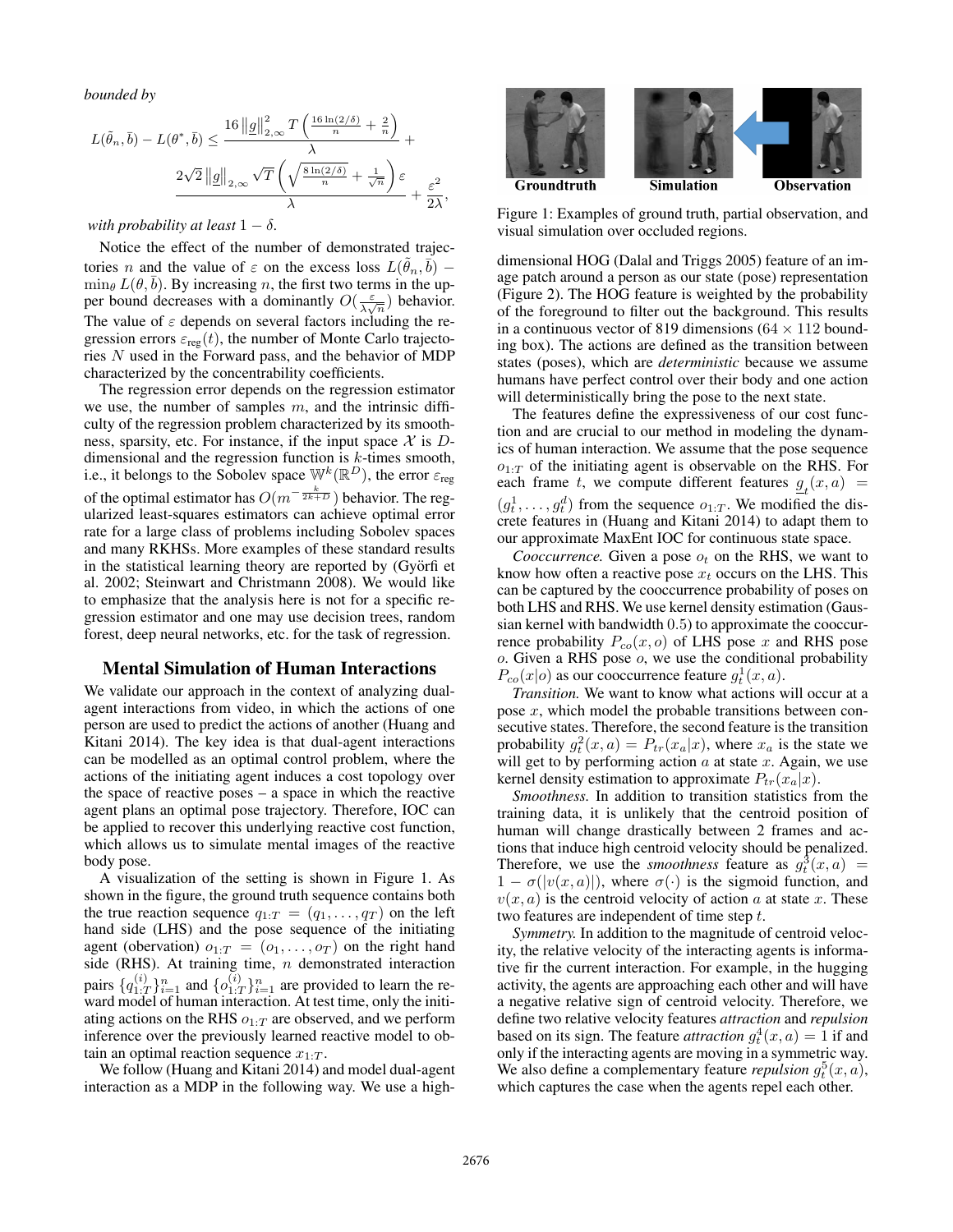*bounded by*

$$L(\tilde{\theta}_n, \bar{b}) - L(\theta^*, \bar{b}) \leq \frac{16 \left\| \underline{g} \right\|_{2,\infty}^2 T \left( \frac{16 \ln(2/\delta)}{n} + \frac{2}{n} \right)}{\lambda} + \frac{2\sqrt{2} \left\| \underline{g} \right\|_{2,\infty} \sqrt{T} \left( \sqrt{\frac{8 \ln(2/\delta)}{n}} + \frac{1}{\sqrt{n}} \right) \varepsilon}{\lambda} + \frac{\varepsilon^2}{2\lambda},$$

*with probability at least* $1 - \delta$.

Notice the effect of the number of demonstrated trajectories $n$ and the value of $\varepsilon$ on the excess loss $L(\tilde{\theta}_n, \bar{b}) - \min_\theta L(\theta, \bar{b})$. By increasing $n$, the first two terms in the upper bound decreases with a dominantly $O(\frac{\varepsilon}{\lambda\sqrt{n}})$ behavior. The value of $\varepsilon$ depends on several factors including the regression errors $\varepsilon_{\text{reg}}(t)$, the number of Monte Carlo trajectories $N$ used in the Forward pass, and the behavior of MDP characterized by the concentrability coefficients.

The regression error depends on the regression estimator we use, the number of samples $m$, and the intrinsic difficulty of the regression problem characterized by its smoothness, sparsity, etc. For instance, if the input space $\mathcal{X}$ is $D$-dimensional and the regression function is $k$-times smooth, i.e., it belongs to the Sobolev space $\mathbb{W}^k(\mathbb{R}^D)$, the error $\varepsilon_{\text{reg}}$ of the optimal estimator has $O(m^{-\frac{k}{2k+D}})$ behavior. The regularized least-squares estimators can achieve optimal error rate for a large class of problems including Sobolev spaces and many RKHSs. More examples of these standard results in the statistical learning theory are reported by (Györfi et al. 2002; Steinwart and Christmann 2008). We would like to emphasize that the analysis here is not for a specific regression estimator and one may use decision trees, random forest, deep neural networks, etc. for the task of regression.

## Mental Simulation of Human Interactions

We validate our approach in the context of analyzing dual-agent interactions from video, in which the actions of one person are used to predict the actions of another (Huang and Kitani 2014). The key idea is that dual-agent interactions can be modelled as an optimal control problem, where the actions of the initiating agent induces a cost topology over the space of reactive poses – a space in which the reactive agent plans an optimal pose trajectory. Therefore, IOC can be applied to recover this underlying reactive cost function, which allows us to simulate mental images of the reactive body pose.

A visualization of the setting is shown in Figure 1. As shown in the figure, the ground truth sequence contains both the true reaction sequence $q_{1:T} = (q_1, \ldots, q_T)$ on the left hand side (LHS) and the pose sequence of the initiating agent (observation) $o_{1:T} = (o_1, \ldots, o_T)$ on the right hand side (RHS). At training time, $n$ demonstrated interaction pairs $\{q_{1:T}^{(i)}\}_{i=1}^n$ and $\{o_{1:T}^{(i)}\}_{i=1}^n$ are provided to learn the reward model of human interaction. At test time, only the initiating actions on the RHS $o_{1:T}$ are observed, and we perform inference over the previously learned reactive model to obtain an optimal reaction sequence $x_{1:T}$.

We follow (Huang and Kitani 2014) and model dual-agent interaction as a MDP in the following way. We use a high-

Groundtruth | Simulation | Observation

Figure 1: Examples of ground truth, partial observation, and visual simulation over occluded regions.

dimensional HOG (Dalal and Triggs 2005) feature of an image patch around a person as our state (pose) representation (Figure 2). The HOG feature is weighted by the probability of the foreground to filter out the background. This results in a continuous vector of 819 dimensions ($64 \times 112$ bounding box). The actions are defined as the transition between states (poses), which are *deterministic* because we assume humans have perfect control over their body and one action will deterministically bring the pose to the next state.

The features define the expressiveness of our cost function and are crucial to our method in modeling the dynamics of human interaction. We assume that the pose sequence $o_{1:T}$ of the initiating agent is observable on the RHS. For each frame $t$, we compute different features $\underline{g}_t(x, a) = (g_t^1, \ldots, g_t^d)$ from the sequence $o_{1:T}$. We modified the discrete features in (Huang and Kitani 2014) to adapt them to our approximate MaxEnt IOC for continuous state space.

*Cooccurrence.* Given a pose $o_t$ on the RHS, we want to know how often a reactive pose $x_t$ occurs on the LHS. This can be captured by the cooccurrence probability of poses on both LHS and RHS. We use kernel density estimation (Gaussian kernel with bandwidth 0.5) to approximate the cooccurrence probability $P_{co}(x, o)$ of LHS pose $x$ and RHS pose $o$. Given a RHS pose $o$, we use the conditional probability $P_{co}(x|o)$ as our cooccurrence feature $g_t^1(x, a)$.

*Transition.* We want to know what actions will occur at a pose $x$, which model the probable transitions between consecutive states. Therefore, the second feature is the transition probability $g_t^2(x, a) = P_{tr}(x_a|x)$, where $x_a$ is the state we will get to by performing action $a$ at state $x$. Again, we use kernel density estimation to approximate $P_{tr}(x_a|x)$.

*Smoothness.* In addition to transition statistics from the training data, it is unlikely that the centroid position of human will change drastically between 2 frames and actions that induce high centroid velocity should be penalized. Therefore, we use the *smoothness* feature as $g_t^3(x, a) = 1 - \sigma(|v(x, a)|)$, where $\sigma(\cdot)$ is the sigmoid function, and $v(x, a)$ is the centroid velocity of action $a$ at state $x$. These two features are independent of time step $t$.

*Symmetry.* In addition to the magnitude of centroid velocity, the relative velocity of the interacting agents is informative fir the current interaction. For example, in the hugging activity, the agents are approaching each other and will have a negative relative sign of centroid velocity. Therefore, we define two relative velocity features *attraction* and *repulsion* based on its sign. The feature *attraction* $g_t^4(x, a) = 1$ if and only if the interacting agents are moving in a symmetric way. We also define a complementary feature *repulsion* $g_t^5(x, a)$, which captures the case when the agents repel each other.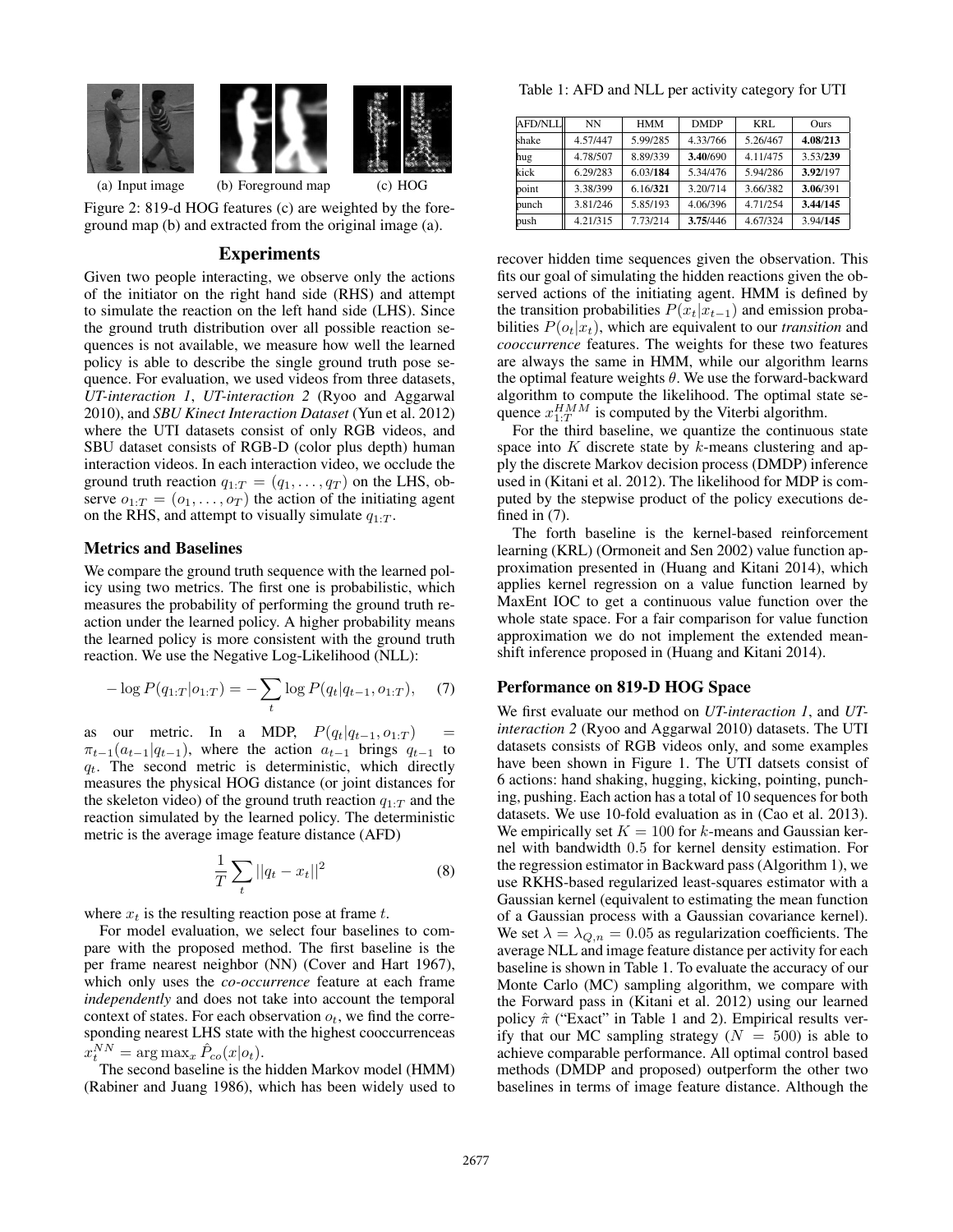(a) Input image (b) Foreground map (c) HOG

Figure 2: 819-d HOG features (c) are weighted by the foreground map (b) and extracted from the original image (a).

## Experiments

Given two people interacting, we observe only the actions of the initiator on the right hand side (RHS) and attempt to simulate the reaction on the left hand side (LHS). Since the ground truth distribution over all possible reaction sequences is not available, we measure how well the learned policy is able to describe the single ground truth pose sequence. For evaluation, we used videos from three datasets, *UT-interaction 1*, *UT-interaction 2* (Ryoo and Aggarwal 2010), and *SBU Kinect Interaction Dataset* (Yun et al. 2012) where the UTI datasets consist of only RGB videos, and SBU dataset consists of RGB-D (color plus depth) human interaction videos. In each interaction video, we occlude the ground truth reaction $q_{1:T} = (q_1, \ldots, q_T)$ on the LHS, observe $o_{1:T} = (o_1, \ldots, o_T)$ the action of the initiating agent on the RHS, and attempt to visually simulate $q_{1:T}$.

### Metrics and Baselines

We compare the ground truth sequence with the learned policy using two metrics. The first one is probabilistic, which measures the probability of performing the ground truth reaction under the learned policy. A higher probability means the learned policy is more consistent with the ground truth reaction. We use the Negative Log-Likelihood (NLL):

$$-\log P(q_{1:T}|o_{1:T}) = -\sum_t \log P(q_t|q_{t-1}, o_{1:T}), \quad (7)$$

as our metric. In a MDP, $P(q_t|q_{t-1}, o_{1:T}) = \pi_{t-1}(a_{t-1}|q_{t-1})$, where the action $a_{t-1}$ brings $q_{t-1}$ to $q_t$. The second metric is deterministic, which directly measures the physical HOG distance (or joint distances for the skeleton video) of the ground truth reaction $q_{1:T}$ and the reaction simulated by the learned policy. The deterministic metric is the average image feature distance (AFD)

$$\frac{1}{T}\sum_t ||q_t - x_t||^2 \quad (8)$$

where $x_t$ is the resulting reaction pose at frame $t$.

For model evaluation, we select four baselines to compare with the proposed method. The first baseline is the per frame nearest neighbor (NN) (Cover and Hart 1967), which only uses the *co-occurrence* feature at each frame *independently* and does not take into account the temporal context of states. For each observation $o_t$, we find the corresponding nearest LHS state with the highest cooccurrenceas $x_t^{NN} = \arg\max_x \hat{P}_{co}(x|o_t)$.

The second baseline is the hidden Markov model (HMM) (Rabiner and Juang 1986), which has been widely used to recover hidden time sequences given the observation. This fits our goal of simulating the hidden reactions given the observed actions of the initiating agent. HMM is defined by the transition probabilities $P(x_t|x_{t-1})$ and emission probabilities $P(o_t|x_t)$, which are equivalent to our *transition* and *cooccurrence* features. The weights for these two features are always the same in HMM, while our algorithm learns the optimal feature weights $\theta$. We use the forward-backward algorithm to compute the likelihood. The optimal state sequence $x_{1:T}^{HMM}$ is computed by the Viterbi algorithm.

For the third baseline, we quantize the continuous state space into $K$ discrete state by $k$-means clustering and apply the discrete Markov decision process (DMDP) inference used in (Kitani et al. 2012). The likelihood for MDP is computed by the stepwise product of the policy executions defined in (7).

The forth baseline is the kernel-based reinforcement learning (KRL) (Ormoneit and Sen 2002) value function approximation presented in (Huang and Kitani 2014), which applies kernel regression on a value function learned by MaxEnt IOC to get a continuous value function over the whole state space. For a fair comparison for value function approximation we do not implement the extended mean-shift inference proposed in (Huang and Kitani 2014).

Table 1: AFD and NLL per activity category for UTI

| AFD/NLL | NN | HMM | DMDP | KRL | Ours |
|---|---|---|---|---|---|
| shake | 4.57/447 | 5.99/285 | 4.33/766 | 5.26/467 | **4.08**/**213** |
| hug | 4.78/507 | 8.89/339 | **3.40**/690 | 4.11/475 | 3.53/**239** |
| kick | 6.29/283 | 6.03/**184** | 5.34/476 | 5.94/286 | **3.92**/197 |
| point | 3.38/399 | 6.16/**321** | 3.20/714 | 3.66/382 | **3.06**/391 |
| punch | 3.81/246 | 5.85/193 | 4.06/396 | 4.71/254 | **3.44**/**145** |
| push | 4.21/315 | 7.73/214 | **3.75**/446 | 4.67/324 | 3.94/**145** |

### Performance on 819-D HOG Space

We first evaluate our method on *UT-interaction 1*, and *UT-interaction 2* (Ryoo and Aggarwal 2010) datasets. The UTI datasets consists of RGB videos only, and some examples have been shown in Figure 1. The UTI datsets consist of 6 actions: hand shaking, hugging, kicking, pointing, punching, pushing. Each action has a total of 10 sequences for both datasets. We use 10-fold evaluation as in (Cao et al. 2013). We empirically set $K = 100$ for $k$-means and Gaussian kernel with bandwidth 0.5 for kernel density estimation. For the regression estimator in Backward pass (Algorithm 1), we use RKHS-based regularized least-squares estimator with a Gaussian kernel (equivalent to estimating the mean function of a Gaussian process with a Gaussian covariance kernel). We set $\lambda = \lambda_{Q,n} = 0.05$ as regularization coefficients. The average NLL and image feature distance per activity for each baseline is shown in Table 1. To evaluate the accuracy of our Monte Carlo (MC) sampling algorithm, we compare with the Forward pass in (Kitani et al. 2012) using our learned policy $\hat{\pi}$ ("Exact" in Table 1 and 2). Empirical results verify that our MC sampling strategy ($N = 500$) is able to achieve comparable performance. All optimal control based methods (DMDP and proposed) outperform the other two baselines in terms of image feature distance. Although the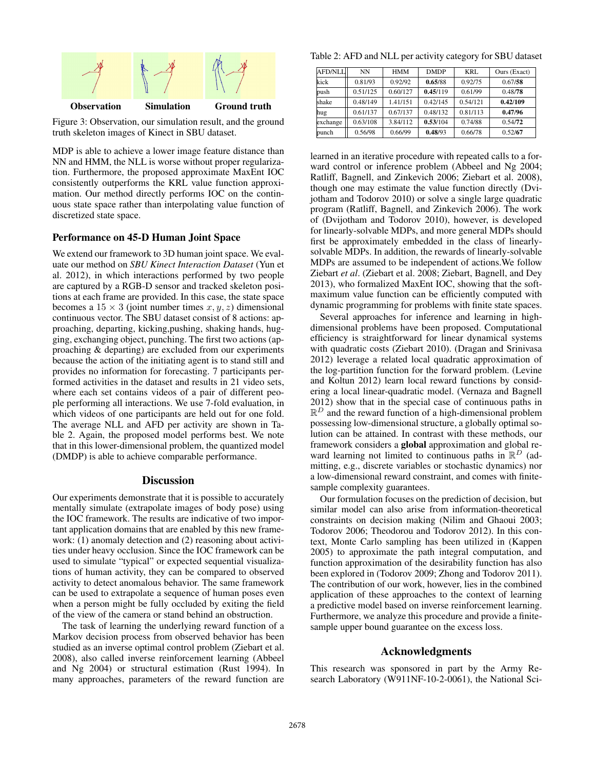**Observation** **Simulation** **Ground truth**

Figure 3: Observation, our simulation result, and the ground truth skeleton images of Kinect in SBU dataset.

MDP is able to achieve a lower image feature distance than NN and HMM, the NLL is worse without proper regularization. Furthermore, the proposed approximate MaxEnt IOC consistently outperforms the KRL value function approximation. Our method directly performs IOC on the continuous state space rather than interpolating value function of discretized state space.

### Performance on 45-D Human Joint Space

We extend our framework to 3D human joint space. We evaluate our method on *SBU Kinect Interaction Dataset* (Yun et al. 2012), in which interactions performed by two people are captured by a RGB-D sensor and tracked skeleton positions at each frame are provided. In this case, the state space becomes a $15 \times 3$ (joint number times $x, y, z$) dimensional continuous vector. The SBU dataset consist of 8 actions: approaching, departing, kicking,pushing, shaking hands, hugging, exchanging object, punching. The first two actions (approaching & departing) are excluded from our experiments because the action of the initiating agent is to stand still and provides no information for forecasting. 7 participants performed activities in the dataset and results in 21 video sets, where each set contains videos of a pair of different people performing all interactions. We use 7-fold evaluation, in which videos of one participants are held out for one fold. The average NLL and AFD per activity are shown in Table 2. Again, the proposed model performs best. We note that in this lower-dimensional problem, the quantized model (DMDP) is able to achieve comparable performance.

Table 2: AFD and NLL per activity category for SBU dataset

| AFD/NLL | NN | HMM | DMDP | KRL | Ours (Exact) |
|---|---|---|---|---|---|
| kick | 0.81/93 | 0.92/92 | **0.65**/88 | 0.92/75 | 0.67/**58** |
| push | 0.51/125 | 0.60/127 | **0.45**/119 | 0.61/99 | 0.48/**78** |
| shake | 0.48/149 | 1.41/151 | 0.42/145 | 0.54/121 | **0.42/109** |
| hug | 0.61/137 | 0.67/137 | 0.48/132 | 0.81/113 | **0.47/96** |
| exchange | 0.63/108 | 3.84/112 | **0.53**/104 | 0.74/88 | 0.54/**72** |
| punch | 0.56/98 | 0.66/99 | **0.48**/93 | 0.66/78 | 0.52/**67** |

## Discussion

Our experiments demonstrate that it is possible to accurately mentally simulate (extrapolate images of body pose) using the IOC framework. The results are indicative of two important application domains that are enabled by this new framework: (1) anomaly detection and (2) reasoning about activities under heavy occlusion. Since the IOC framework can be used to simulate "typical" or expected sequential visualizations of human activity, they can be compared to observed activity to detect anomalous behavior. The same framework can be used to extrapolate a sequence of human poses even when a person might be fully occluded by exiting the field of the view of the camera or stand behind an obstruction.

The task of learning the underlying reward function of a Markov decision process from observed behavior has been studied as an inverse optimal control problem (Ziebart et al. 2008), also called inverse reinforcement learning (Abbeel and Ng 2004) or structural estimation (Rust 1994). In many approaches, parameters of the reward function are learned in an iterative procedure with repeated calls to a forward control or inference problem (Abbeel and Ng 2004; Ratliff, Bagnell, and Zinkevich 2006; Ziebart et al. 2008), though one may estimate the value function directly (Dvijotham and Todorov 2010) or solve a single large quadratic program (Ratliff, Bagnell, and Zinkevich 2006). The work of (Dvijotham and Todorov 2010), however, is developed for linearly-solvable MDPs, and more general MDPs should first be approximately embedded in the class of linearly-solvable MDPs. In addition, the rewards of linearly-solvable MDPs are assumed to be independent of actions.We follow Ziebart *et al*. (Ziebart et al. 2008; Ziebart, Bagnell, and Dey 2013), who formalized MaxEnt IOC, showing that the softmaximum value function can be efficiently computed with dynamic programming for problems with finite state spaces.

Several approaches for inference and learning in high-dimensional problems have been proposed. Computational efficiency is straightforward for linear dynamical systems with quadratic costs (Ziebart 2010). (Dragan and Srinivasa 2012) leverage a related local quadratic approximation of the log-partition function for the forward problem. (Levine and Koltun 2012) learn local reward functions by considering a local linear-quadratic model. (Vernaza and Bagnell 2012) show that in the special case of continuous paths in $\mathbb{R}^D$ and the reward function of a high-dimensional problem possessing low-dimensional structure, a globally optimal solution can be attained. In contrast with these methods, our framework considers a **global** approximation and global reward learning not limited to continuous paths in $\mathbb{R}^D$ (admitting, e.g., discrete variables or stochastic dynamics) nor a low-dimensional reward constraint, and comes with finite-sample complexity guarantees.

Our formulation focuses on the prediction of decision, but similar model can also arise from information-theoretical constraints on decision making (Nilim and Ghaoui 2003; Todorov 2006; Theodorou and Todorov 2012). In this context, Monte Carlo sampling has been utilized in (Kappen 2005) to approximate the path integral computation, and function approximation of the desirability function has also been explored in (Todorov 2009; Zhong and Todorov 2011). The contribution of our work, however, lies in the combined application of these approaches to the context of learning a predictive model based on inverse reinforcement learning. Furthermore, we analyze this procedure and provide a finite-sample upper bound guarantee on the excess loss.

## Acknowledgments

This research was sponsored in part by the Army Research Laboratory (W911NF-10-2-0061), the National Sci-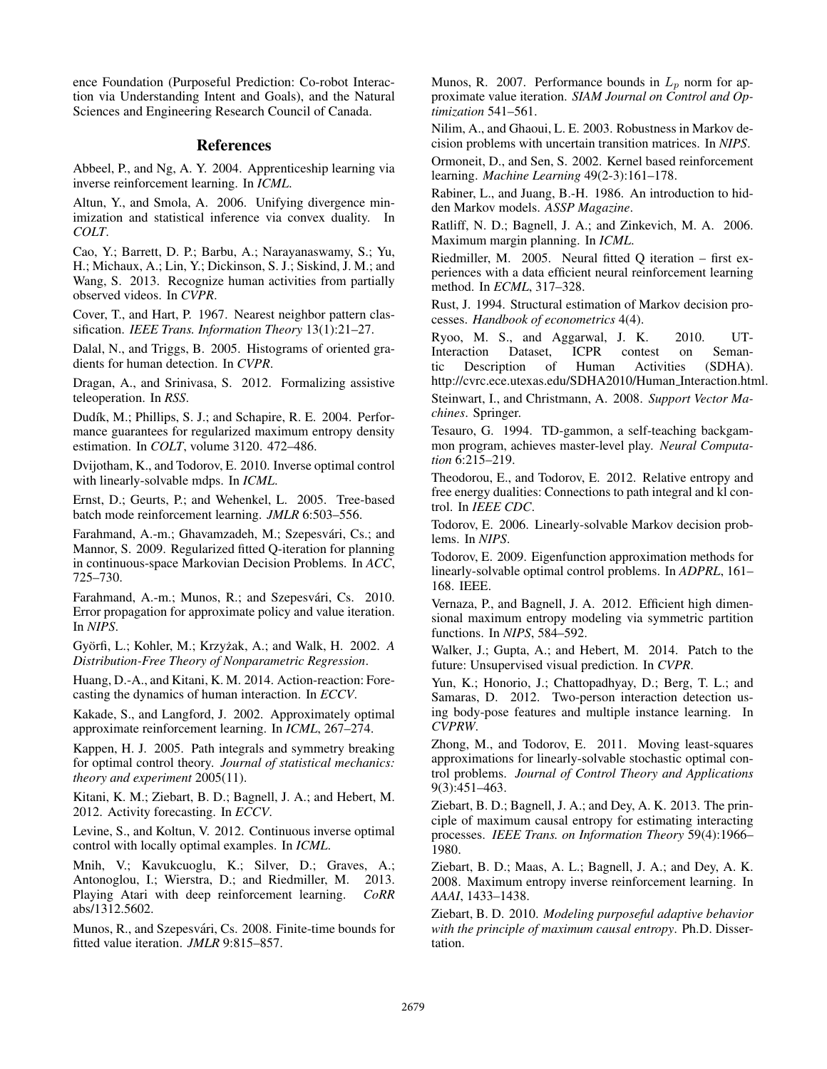ence Foundation (Purposeful Prediction: Co-robot Interaction via Understanding Intent and Goals), and the Natural Sciences and Engineering Research Council of Canada.

## References

Abbeel, P., and Ng, A. Y. 2004. Apprenticeship learning via inverse reinforcement learning. In *ICML*.

Altun, Y., and Smola, A. 2006. Unifying divergence minimization and statistical inference via convex duality. In *COLT*.

Cao, Y.; Barrett, D. P.; Barbu, A.; Narayanaswamy, S.; Yu, H.; Michaux, A.; Lin, Y.; Dickinson, S. J.; Siskind, J. M.; and Wang, S. 2013. Recognize human activities from partially observed videos. In *CVPR*.

Cover, T., and Hart, P. 1967. Nearest neighbor pattern classification. *IEEE Trans. Information Theory* 13(1):21–27.

Dalal, N., and Triggs, B. 2005. Histograms of oriented gradients for human detection. In *CVPR*.

Dragan, A., and Srinivasa, S. 2012. Formalizing assistive teleoperation. In *RSS*.

Dudík, M.; Phillips, S. J.; and Schapire, R. E. 2004. Performance guarantees for regularized maximum entropy density estimation. In *COLT*, volume 3120. 472–486.

Dvijotham, K., and Todorov, E. 2010. Inverse optimal control with linearly-solvable mdps. In *ICML*.

Ernst, D.; Geurts, P.; and Wehenkel, L. 2005. Tree-based batch mode reinforcement learning. *JMLR* 6:503–556.

Farahmand, A.-m.; Ghavamzadeh, M.; Szepesvári, Cs.; and Mannor, S. 2009. Regularized fitted Q-iteration for planning in continuous-space Markovian Decision Problems. In *ACC*, 725–730.

Farahmand, A.-m.; Munos, R.; and Szepesvári, Cs. 2010. Error propagation for approximate policy and value iteration. In *NIPS*.

Györfi, L.; Kohler, M.; Krzyżak, A.; and Walk, H. 2002. *A Distribution-Free Theory of Nonparametric Regression*.

Huang, D.-A., and Kitani, K. M. 2014. Action-reaction: Forecasting the dynamics of human interaction. In *ECCV*.

Kakade, S., and Langford, J. 2002. Approximately optimal approximate reinforcement learning. In *ICML*, 267–274.

Kappen, H. J. 2005. Path integrals and symmetry breaking for optimal control theory. *Journal of statistical mechanics: theory and experiment* 2005(11).

Kitani, K. M.; Ziebart, B. D.; Bagnell, J. A.; and Hebert, M. 2012. Activity forecasting. In *ECCV*.

Levine, S., and Koltun, V. 2012. Continuous inverse optimal control with locally optimal examples. In *ICML*.

Mnih, V.; Kavukcuoglu, K.; Silver, D.; Graves, A.; Antonoglou, I.; Wierstra, D.; and Riedmiller, M. 2013. Playing Atari with deep reinforcement learning. *CoRR* abs/1312.5602.

Munos, R., and Szepesvári, Cs. 2008. Finite-time bounds for fitted value iteration. *JMLR* 9:815–857.

Munos, R. 2007. Performance bounds in $L_p$ norm for approximate value iteration. *SIAM Journal on Control and Optimization* 541–561.

Nilim, A., and Ghaoui, L. E. 2003. Robustness in Markov decision problems with uncertain transition matrices. In *NIPS*.

Ormoneit, D., and Sen, S. 2002. Kernel based reinforcement learning. *Machine Learning* 49(2-3):161–178.

Rabiner, L., and Juang, B.-H. 1986. An introduction to hidden Markov models. *ASSP Magazine*.

Ratliff, N. D.; Bagnell, J. A.; and Zinkevich, M. A. 2006. Maximum margin planning. In *ICML*.

Riedmiller, M. 2005. Neural fitted Q iteration – first experiences with a data efficient neural reinforcement learning method. In *ECML*, 317–328.

Rust, J. 1994. Structural estimation of Markov decision processes. *Handbook of econometrics* 4(4).

Ryoo, M. S., and Aggarwal, J. K. 2010. UT-Interaction Dataset, ICPR contest on Semantic Description of Human Activities (SDHA). http://cvrc.ece.utexas.edu/SDHA2010/Human_Interaction.html.

Steinwart, I., and Christmann, A. 2008. *Support Vector Machines*. Springer.

Tesauro, G. 1994. TD-gammon, a self-teaching backgammon program, achieves master-level play. *Neural Computation* 6:215–219.

Theodorou, E., and Todorov, E. 2012. Relative entropy and free energy dualities: Connections to path integral and kl control. In *IEEE CDC*.

Todorov, E. 2006. Linearly-solvable Markov decision problems. In *NIPS*.

Todorov, E. 2009. Eigenfunction approximation methods for linearly-solvable optimal control problems. In *ADPRL*, 161–168. IEEE.

Vernaza, P., and Bagnell, J. A. 2012. Efficient high dimensional maximum entropy modeling via symmetric partition functions. In *NIPS*, 584–592.

Walker, J.; Gupta, A.; and Hebert, M. 2014. Patch to the future: Unsupervised visual prediction. In *CVPR*.

Yun, K.; Honorio, J.; Chattopadhyay, D.; Berg, T. L.; and Samaras, D. 2012. Two-person interaction detection using body-pose features and multiple instance learning. In *CVPRW*.

Zhong, M., and Todorov, E. 2011. Moving least-squares approximations for linearly-solvable stochastic optimal control problems. *Journal of Control Theory and Applications* 9(3):451–463.

Ziebart, B. D.; Bagnell, J. A.; and Dey, A. K. 2013. The principle of maximum causal entropy for estimating interacting processes. *IEEE Trans. on Information Theory* 59(4):1966–1980.

Ziebart, B. D.; Maas, A. L.; Bagnell, J. A.; and Dey, A. K. 2008. Maximum entropy inverse reinforcement learning. In *AAAI*, 1433–1438.

Ziebart, B. D. 2010. *Modeling purposeful adaptive behavior with the principle of maximum causal entropy*. Ph.D. Dissertation.